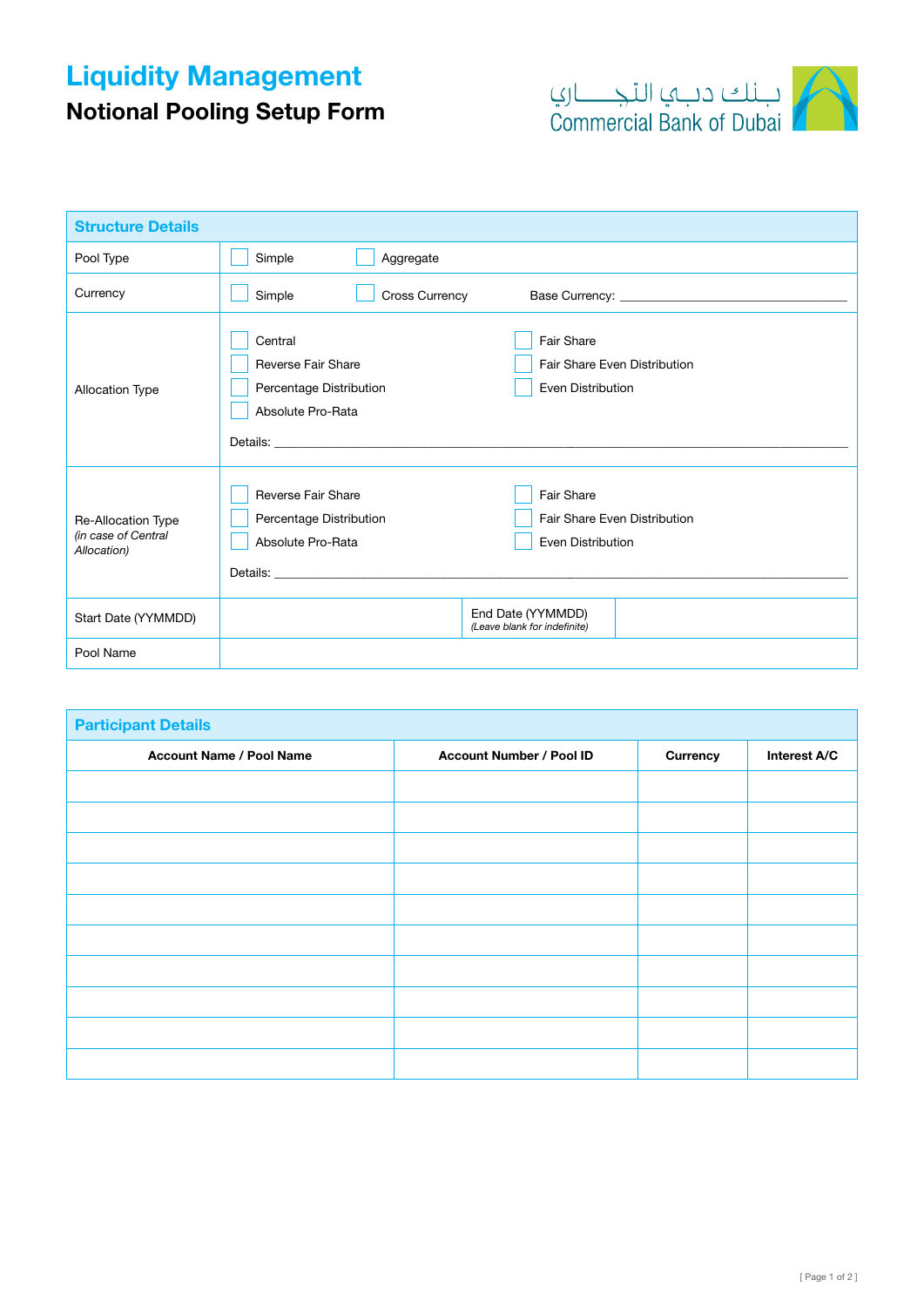# Liquidity Management

## Notional Pooling Setup Form

بـنـك دبـي الـتـجـــاري
Commercial Bank of Dubai

### Structure Details

| | | | |
|---|---|---|---|
| Pool Type | ☐ Simple ☐ Aggregate | | |
| Currency | ☐ Simple ☐ Cross Currency Base Currency: ____________ | | |
| Allocation Type | ☐ Central ☐ Reverse Fair Share ☐ Percentage Distribution ☐ Absolute Pro-Rata ☐ Fair Share ☐ Fair Share Even Distribution ☐ Even Distribution<br>Details: ____________ | | |
| Re-Allocation Type *(in case of Central Allocation)* | ☐ Reverse Fair Share ☐ Percentage Distribution ☐ Absolute Pro-Rata ☐ Fair Share ☐ Fair Share Even Distribution ☐ Even Distribution<br>Details: ____________ | | |
| Start Date (YYMMDD) | | End Date (YYMMDD) *(Leave blank for indefinite)* | |
| Pool Name | | | |

### Participant Details

| Account Name / Pool Name | Account Number / Pool ID | Currency | Interest A/C |
|---|---|---|---|
| | | | |
| | | | |
| | | | |
| | | | |
| | | | |
| | | | |
| | | | |
| | | | |
| | | | |
| | | | |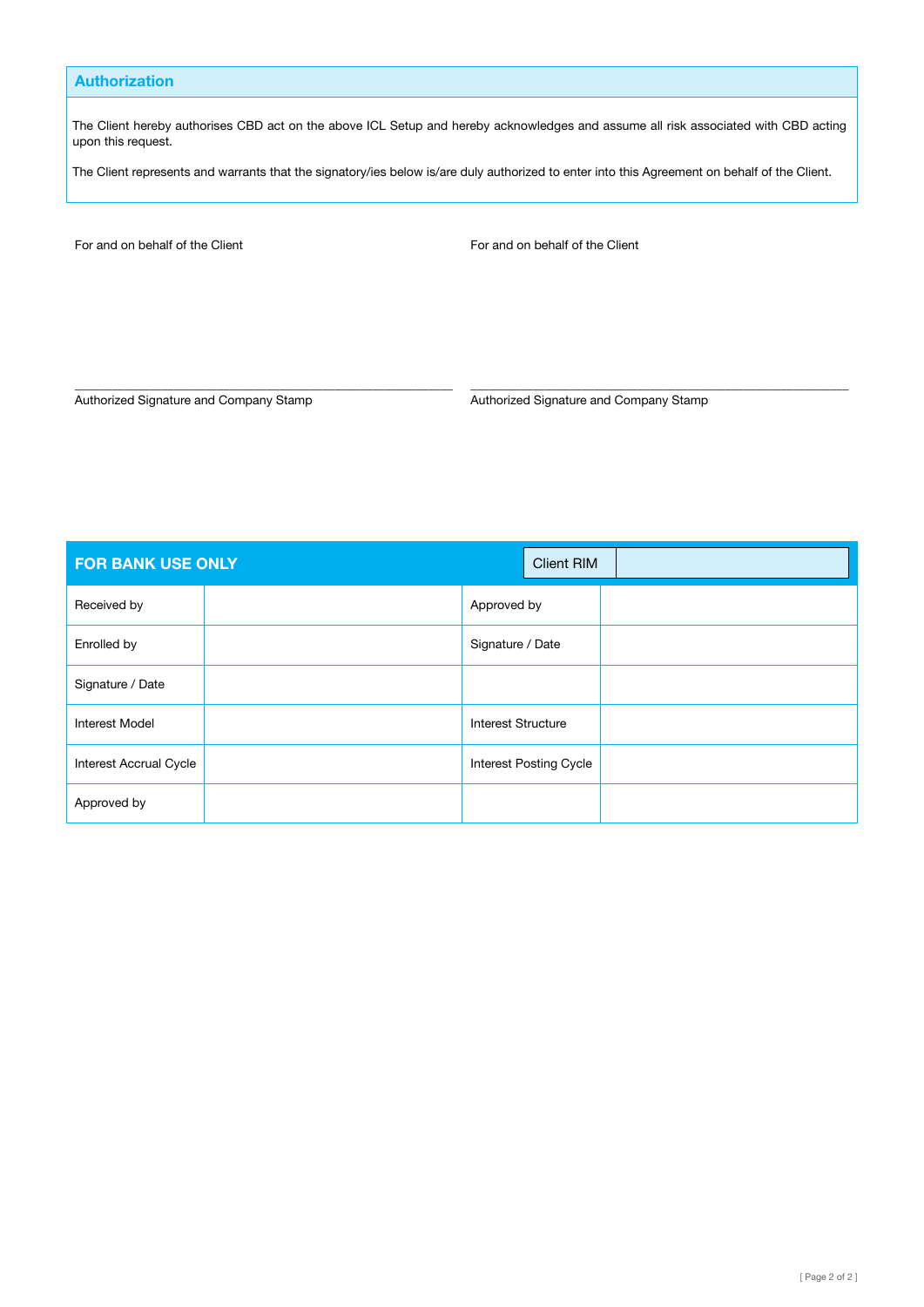## Authorization

The Client hereby authorises CBD act on the above ICL Setup and hereby acknowledges and assume all risk associated with CBD acting upon this request.

The Client represents and warrants that the signatory/ies below is/are duly authorized to enter into this Agreement on behalf of the Client.

For and on behalf of the Client

\_\_\_\_\_\_\_\_\_\_\_\_\_\_\_\_\_\_\_\_\_\_\_\_\_\_\_\_\_\_\_\_\_\_\_\_\_\_\_\_

Authorized Signature and Company Stamp

For and on behalf of the Client

\_\_\_\_\_\_\_\_\_\_\_\_\_\_\_\_\_\_\_\_\_\_\_\_\_\_\_\_\_\_\_\_\_\_\_\_\_\_\_\_

Authorized Signature and Company Stamp

| FOR BANK USE ONLY | | Client RIM | |
|---|---|---|---|
| Received by | | Approved by | |
| Enrolled by | | Signature / Date | |
| Signature / Date | | | |
| Interest Model | | Interest Structure | |
| Interest Accrual Cycle | | Interest Posting Cycle | |
| Approved by | | | |